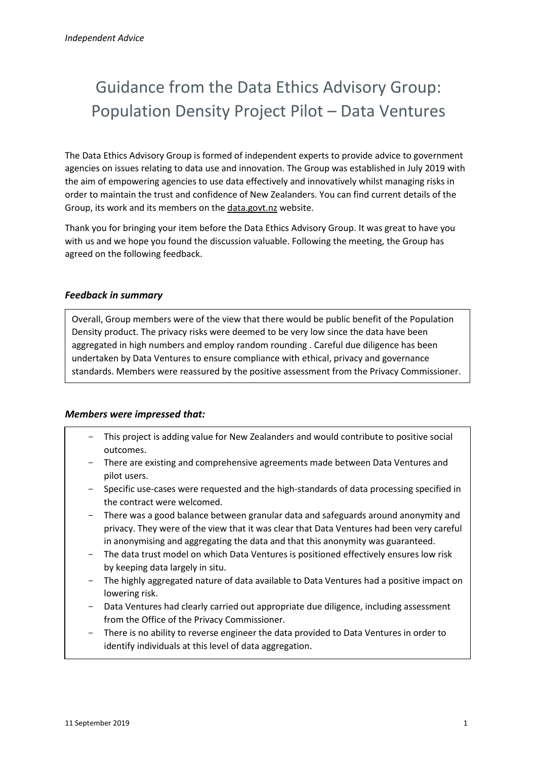*Independent Advice*

# Guidance from the Data Ethics Advisory Group: Population Density Project Pilot – Data Ventures

The Data Ethics Advisory Group is formed of independent experts to provide advice to government agencies on issues relating to data use and innovation. The Group was established in July 2019 with the aim of empowering agencies to use data effectively and innovatively whilst managing risks in order to maintain the trust and confidence of New Zealanders. You can find current details of the Group, its work and its members on the data.govt.nz website.

Thank you for bringing your item before the Data Ethics Advisory Group. It was great to have you with us and we hope you found the discussion valuable. Following the meeting, the Group has agreed on the following feedback.

### *Feedback in summary*

Overall, Group members were of the view that there would be public benefit of the Population Density product. The privacy risks were deemed to be very low since the data have been aggregated in high numbers and employ random rounding . Careful due diligence has been undertaken by Data Ventures to ensure compliance with ethical, privacy and governance standards. Members were reassured by the positive assessment from the Privacy Commissioner.

### *Members were impressed that:*

- This project is adding value for New Zealanders and would contribute to positive social outcomes.
- There are existing and comprehensive agreements made between Data Ventures and pilot users.
- Specific use-cases were requested and the high-standards of data processing specified in the contract were welcomed.
- There was a good balance between granular data and safeguards around anonymity and privacy. They were of the view that it was clear that Data Ventures had been very careful in anonymising and aggregating the data and that this anonymity was guaranteed.
- The data trust model on which Data Ventures is positioned effectively ensures low risk by keeping data largely in situ.
- The highly aggregated nature of data available to Data Ventures had a positive impact on lowering risk.
- Data Ventures had clearly carried out appropriate due diligence, including assessment from the Office of the Privacy Commissioner.
- There is no ability to reverse engineer the data provided to Data Ventures in order to identify individuals at this level of data aggregation.

11 September 2019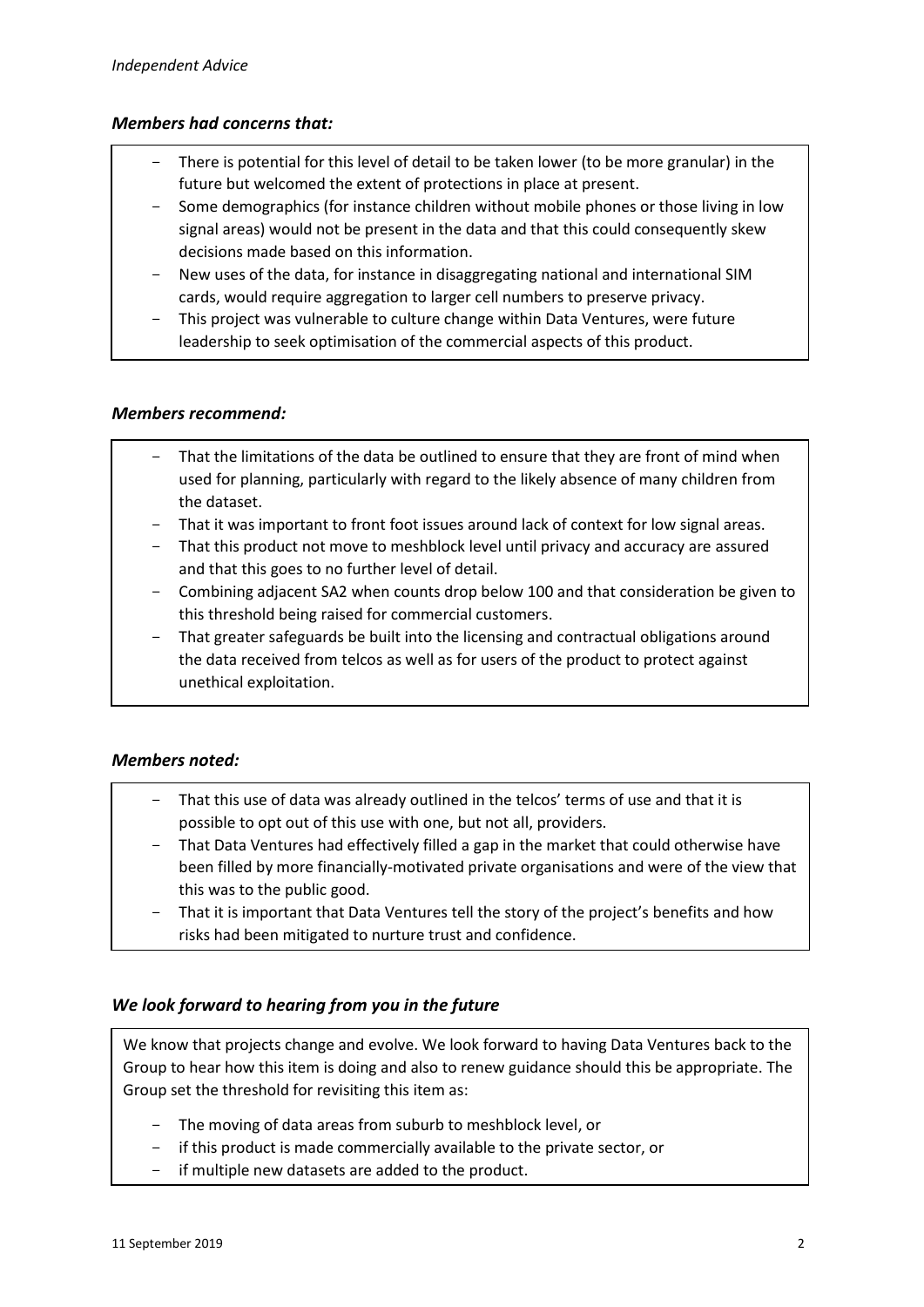### *Members had concerns that:*

- There is potential for this level of detail to be taken lower (to be more granular) in the future but welcomed the extent of protections in place at present.
- Some demographics (for instance children without mobile phones or those living in low signal areas) would not be present in the data and that this could consequently skew decisions made based on this information.
- New uses of the data, for instance in disaggregating national and international SIM cards, would require aggregation to larger cell numbers to preserve privacy.
- This project was vulnerable to culture change within Data Ventures, were future leadership to seek optimisation of the commercial aspects of this product.

### *Members recommend:*

- That the limitations of the data be outlined to ensure that they are front of mind when used for planning, particularly with regard to the likely absence of many children from the dataset.
- That it was important to front foot issues around lack of context for low signal areas.
- That this product not move to meshblock level until privacy and accuracy are assured and that this goes to no further level of detail.
- Combining adjacent SA2 when counts drop below 100 and that consideration be given to this threshold being raised for commercial customers.
- That greater safeguards be built into the licensing and contractual obligations around the data received from telcos as well as for users of the product to protect against unethical exploitation.

### *Members noted:*

- That this use of data was already outlined in the telcos' terms of use and that it is possible to opt out of this use with one, but not all, providers.
- That Data Ventures had effectively filled a gap in the market that could otherwise have been filled by more financially-motivated private organisations and were of the view that this was to the public good.
- That it is important that Data Ventures tell the story of the project's benefits and how risks had been mitigated to nurture trust and confidence.

### *We look forward to hearing from you in the future*

We know that projects change and evolve. We look forward to having Data Ventures back to the Group to hear how this item is doing and also to renew guidance should this be appropriate. The Group set the threshold for revisiting this item as:

- The moving of data areas from suburb to meshblock level, or
- if this product is made commercially available to the private sector, or
- if multiple new datasets are added to the product.